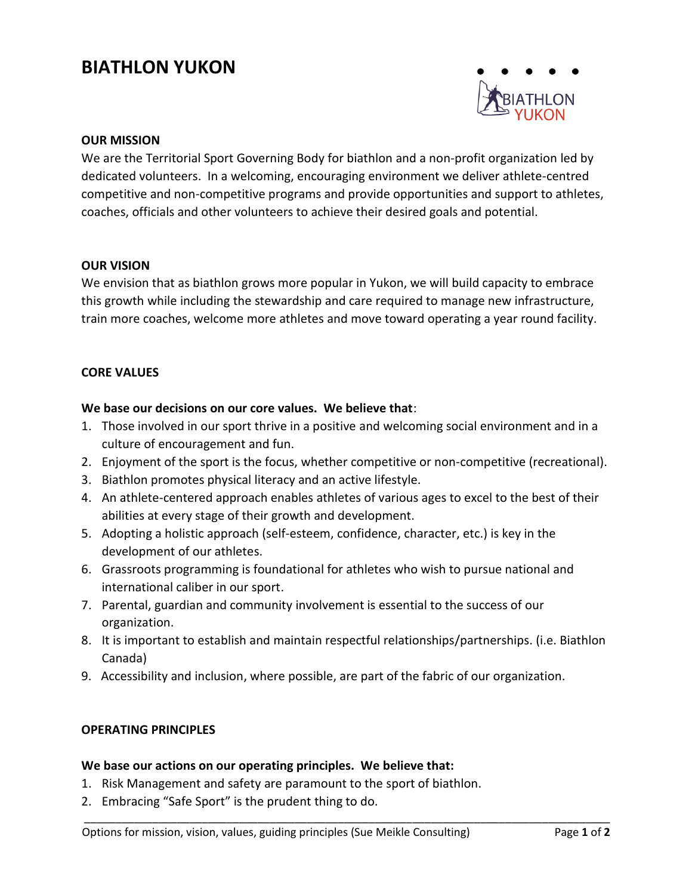# BIATHLON YUKON

**OUR MISSION**

We are the Territorial Sport Governing Body for biathlon and a non-profit organization led by dedicated volunteers. In a welcoming, encouraging environment we deliver athlete-centred competitive and non-competitive programs and provide opportunities and support to athletes, coaches, officials and other volunteers to achieve their desired goals and potential.

**OUR VISION**

We envision that as biathlon grows more popular in Yukon, we will build capacity to embrace this growth while including the stewardship and care required to manage new infrastructure, train more coaches, welcome more athletes and move toward operating a year round facility.

**CORE VALUES**

**We base our decisions on our core values. We believe that**:

1. Those involved in our sport thrive in a positive and welcoming social environment and in a culture of encouragement and fun.
2. Enjoyment of the sport is the focus, whether competitive or non-competitive (recreational).
3. Biathlon promotes physical literacy and an active lifestyle.
4. An athlete-centered approach enables athletes of various ages to excel to the best of their abilities at every stage of their growth and development.
5. Adopting a holistic approach (self-esteem, confidence, character, etc.) is key in the development of our athletes.
6. Grassroots programming is foundational for athletes who wish to pursue national and international caliber in our sport.
7. Parental, guardian and community involvement is essential to the success of our organization.
8. It is important to establish and maintain respectful relationships/partnerships. (i.e. Biathlon Canada)
9. Accessibility and inclusion, where possible, are part of the fabric of our organization.

**OPERATING PRINCIPLES**

**We base our actions on our operating principles. We believe that:**

1. Risk Management and safety are paramount to the sport of biathlon.
2. Embracing "Safe Sport" is the prudent thing to do.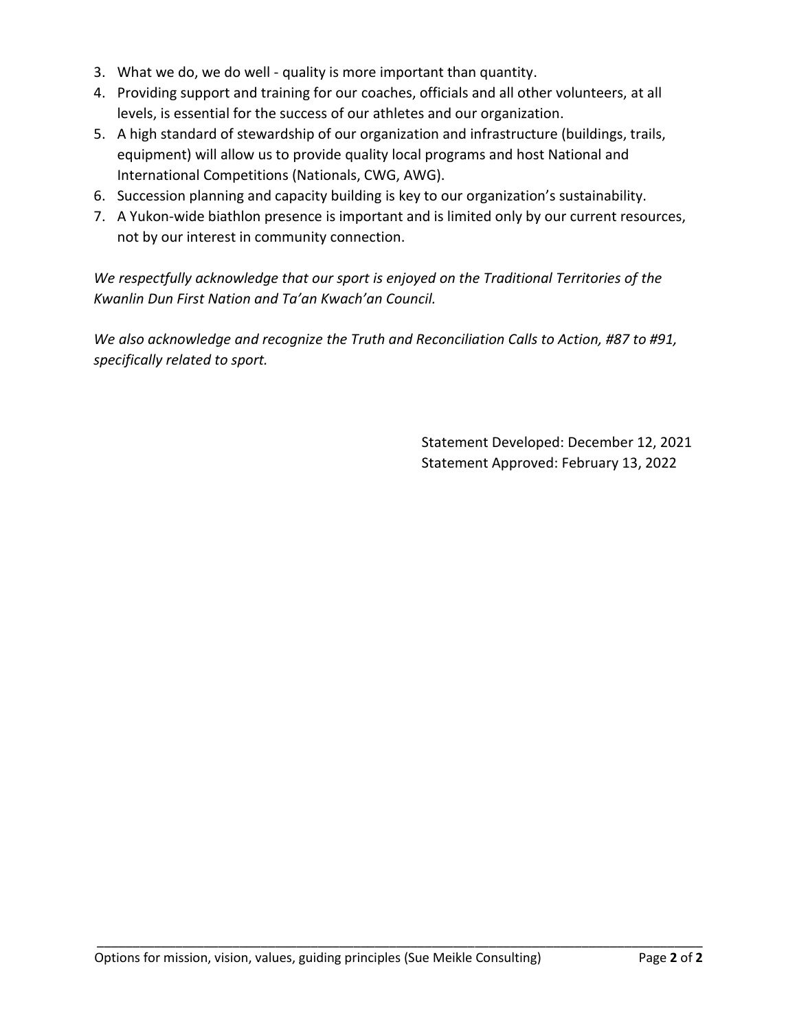3. What we do, we do well - quality is more important than quantity.
4. Providing support and training for our coaches, officials and all other volunteers, at all levels, is essential for the success of our athletes and our organization.
5. A high standard of stewardship of our organization and infrastructure (buildings, trails, equipment) will allow us to provide quality local programs and host National and International Competitions (Nationals, CWG, AWG).
6. Succession planning and capacity building is key to our organization's sustainability.
7. A Yukon-wide biathlon presence is important and is limited only by our current resources, not by our interest in community connection.

*We respectfully acknowledge that our sport is enjoyed on the Traditional Territories of the Kwanlin Dun First Nation and Ta'an Kwach'an Council.*

*We also acknowledge and recognize the Truth and Reconciliation Calls to Action, #87 to #91, specifically related to sport.*

Statement Developed: December 12, 2021
Statement Approved: February 13, 2022